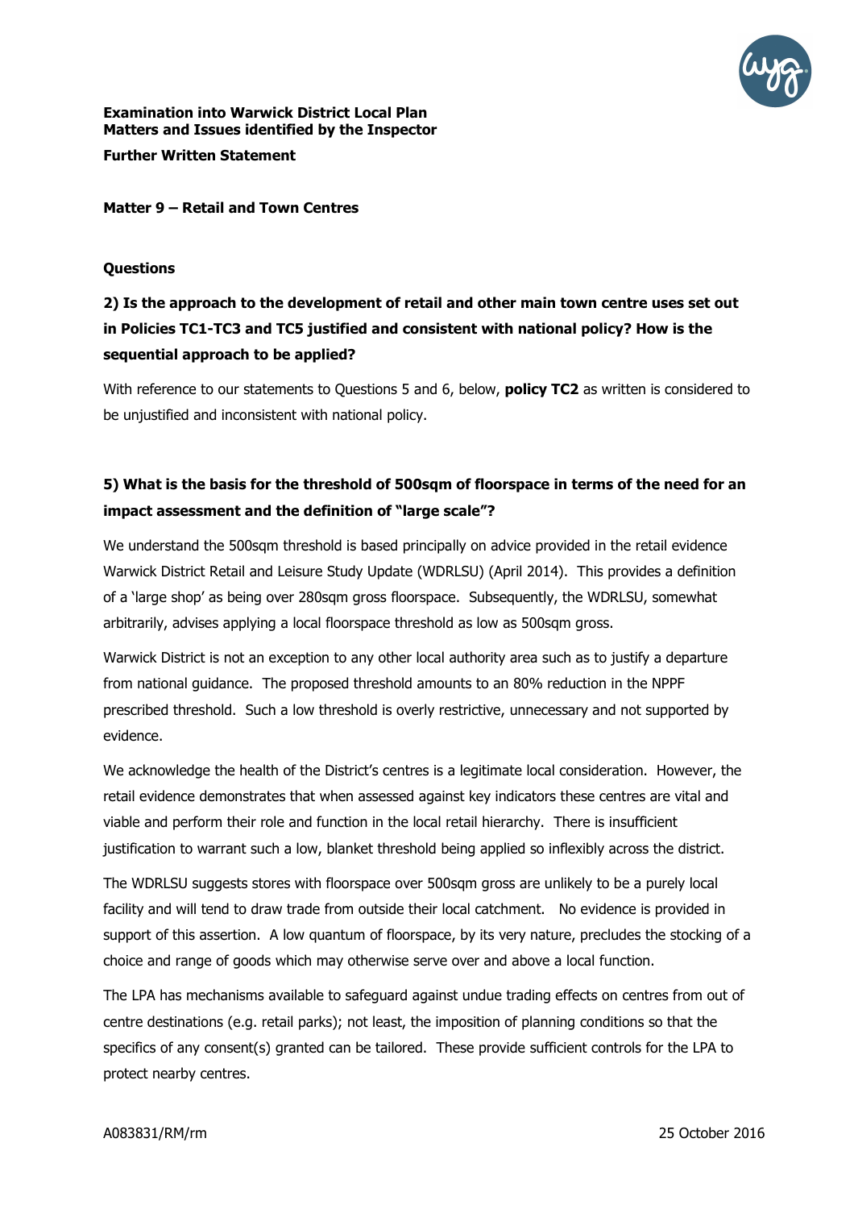**Examination into Warwick District Local Plan**
**Matters and Issues identified by the Inspector**

**Further Written Statement**

**Matter 9 – Retail and Town Centres**

**Questions**

### 2) Is the approach to the development of retail and other main town centre uses set out in Policies TC1-TC3 and TC5 justified and consistent with national policy? How is the sequential approach to be applied?

With reference to our statements to Questions 5 and 6, below, **policy TC2** as written is considered to be unjustified and inconsistent with national policy.

### 5) What is the basis for the threshold of 500sqm of floorspace in terms of the need for an impact assessment and the definition of "large scale"?

We understand the 500sqm threshold is based principally on advice provided in the retail evidence Warwick District Retail and Leisure Study Update (WDRLSU) (April 2014). This provides a definition of a 'large shop' as being over 280sqm gross floorspace. Subsequently, the WDRLSU, somewhat arbitrarily, advises applying a local floorspace threshold as low as 500sqm gross.

Warwick District is not an exception to any other local authority area such as to justify a departure from national guidance. The proposed threshold amounts to an 80% reduction in the NPPF prescribed threshold. Such a low threshold is overly restrictive, unnecessary and not supported by evidence.

We acknowledge the health of the District's centres is a legitimate local consideration. However, the retail evidence demonstrates that when assessed against key indicators these centres are vital and viable and perform their role and function in the local retail hierarchy. There is insufficient justification to warrant such a low, blanket threshold being applied so inflexibly across the district.

The WDRLSU suggests stores with floorspace over 500sqm gross are unlikely to be a purely local facility and will tend to draw trade from outside their local catchment. No evidence is provided in support of this assertion. A low quantum of floorspace, by its very nature, precludes the stocking of a choice and range of goods which may otherwise serve over and above a local function.

The LPA has mechanisms available to safeguard against undue trading effects on centres from out of centre destinations (e.g. retail parks); not least, the imposition of planning conditions so that the specifics of any consent(s) granted can be tailored. These provide sufficient controls for the LPA to protect nearby centres.

A083831/RM/rm 25 October 2016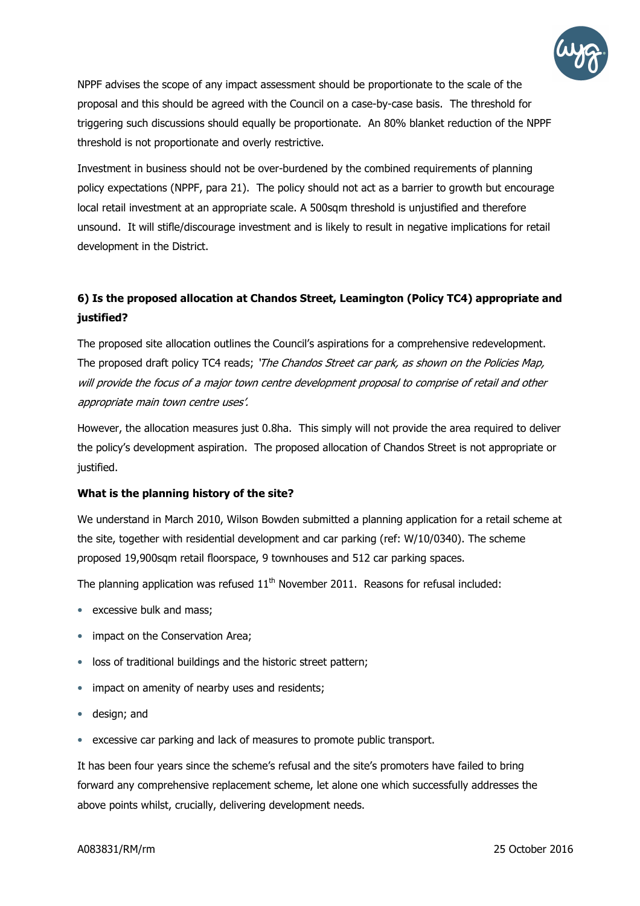NPPF advises the scope of any impact assessment should be proportionate to the scale of the proposal and this should be agreed with the Council on a case-by-case basis. The threshold for triggering such discussions should equally be proportionate. An 80% blanket reduction of the NPPF threshold is not proportionate and overly restrictive.

Investment in business should not be over-burdened by the combined requirements of planning policy expectations (NPPF, para 21). The policy should not act as a barrier to growth but encourage local retail investment at an appropriate scale. A 500sqm threshold is unjustified and therefore unsound. It will stifle/discourage investment and is likely to result in negative implications for retail development in the District.

**6) Is the proposed allocation at Chandos Street, Leamington (Policy TC4) appropriate and justified?**

The proposed site allocation outlines the Council's aspirations for a comprehensive redevelopment. The proposed draft policy TC4 reads; *'The Chandos Street car park, as shown on the Policies Map, will provide the focus of a major town centre development proposal to comprise of retail and other appropriate main town centre uses'.*

However, the allocation measures just 0.8ha. This simply will not provide the area required to deliver the policy's development aspiration. The proposed allocation of Chandos Street is not appropriate or justified.

**What is the planning history of the site?**

We understand in March 2010, Wilson Bowden submitted a planning application for a retail scheme at the site, together with residential development and car parking (ref: W/10/0340). The scheme proposed 19,900sqm retail floorspace, 9 townhouses and 512 car parking spaces.

The planning application was refused 11th November 2011. Reasons for refusal included:

- excessive bulk and mass;
- impact on the Conservation Area;
- loss of traditional buildings and the historic street pattern;
- impact on amenity of nearby uses and residents;
- design; and
- excessive car parking and lack of measures to promote public transport.

It has been four years since the scheme's refusal and the site's promoters have failed to bring forward any comprehensive replacement scheme, let alone one which successfully addresses the above points whilst, crucially, delivering development needs.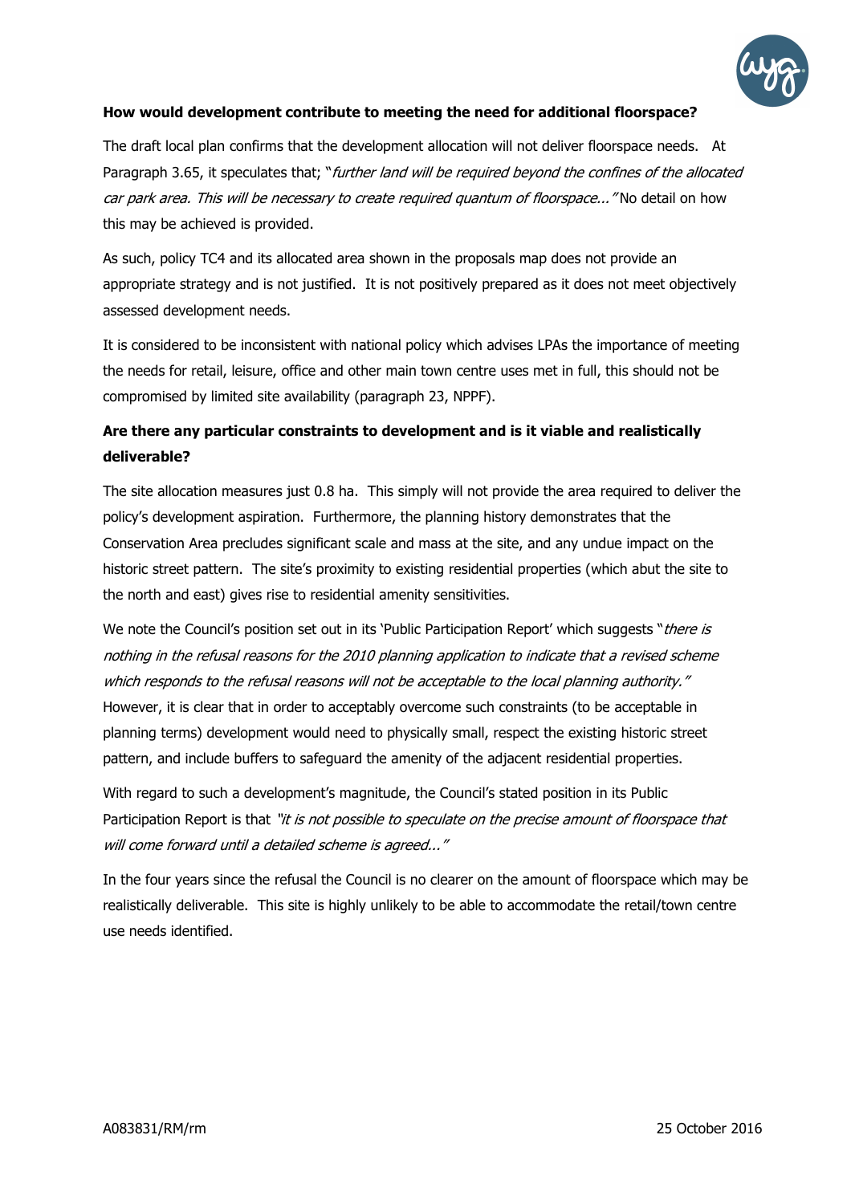**How would development contribute to meeting the need for additional floorspace?**

The draft local plan confirms that the development allocation will not deliver floorspace needs. At Paragraph 3.65, it speculates that; "*further land will be required beyond the confines of the allocated car park area. This will be necessary to create required quantum of floorspace...*" No detail on how this may be achieved is provided.

As such, policy TC4 and its allocated area shown in the proposals map does not provide an appropriate strategy and is not justified. It is not positively prepared as it does not meet objectively assessed development needs.

It is considered to be inconsistent with national policy which advises LPAs the importance of meeting the needs for retail, leisure, office and other main town centre uses met in full, this should not be compromised by limited site availability (paragraph 23, NPPF).

**Are there any particular constraints to development and is it viable and realistically deliverable?**

The site allocation measures just 0.8 ha. This simply will not provide the area required to deliver the policy's development aspiration. Furthermore, the planning history demonstrates that the Conservation Area precludes significant scale and mass at the site, and any undue impact on the historic street pattern. The site's proximity to existing residential properties (which abut the site to the north and east) gives rise to residential amenity sensitivities.

We note the Council's position set out in its 'Public Participation Report' which suggests "*there is nothing in the refusal reasons for the 2010 planning application to indicate that a revised scheme which responds to the refusal reasons will not be acceptable to the local planning authority.*" However, it is clear that in order to acceptably overcome such constraints (to be acceptable in planning terms) development would need to physically small, respect the existing historic street pattern, and include buffers to safeguard the amenity of the adjacent residential properties.

With regard to such a development's magnitude, the Council's stated position in its Public Participation Report is that *"it is not possible to speculate on the precise amount of floorspace that will come forward until a detailed scheme is agreed..."*

In the four years since the refusal the Council is no clearer on the amount of floorspace which may be realistically deliverable. This site is highly unlikely to be able to accommodate the retail/town centre use needs identified.

A083831/RM/rm 25 October 2016